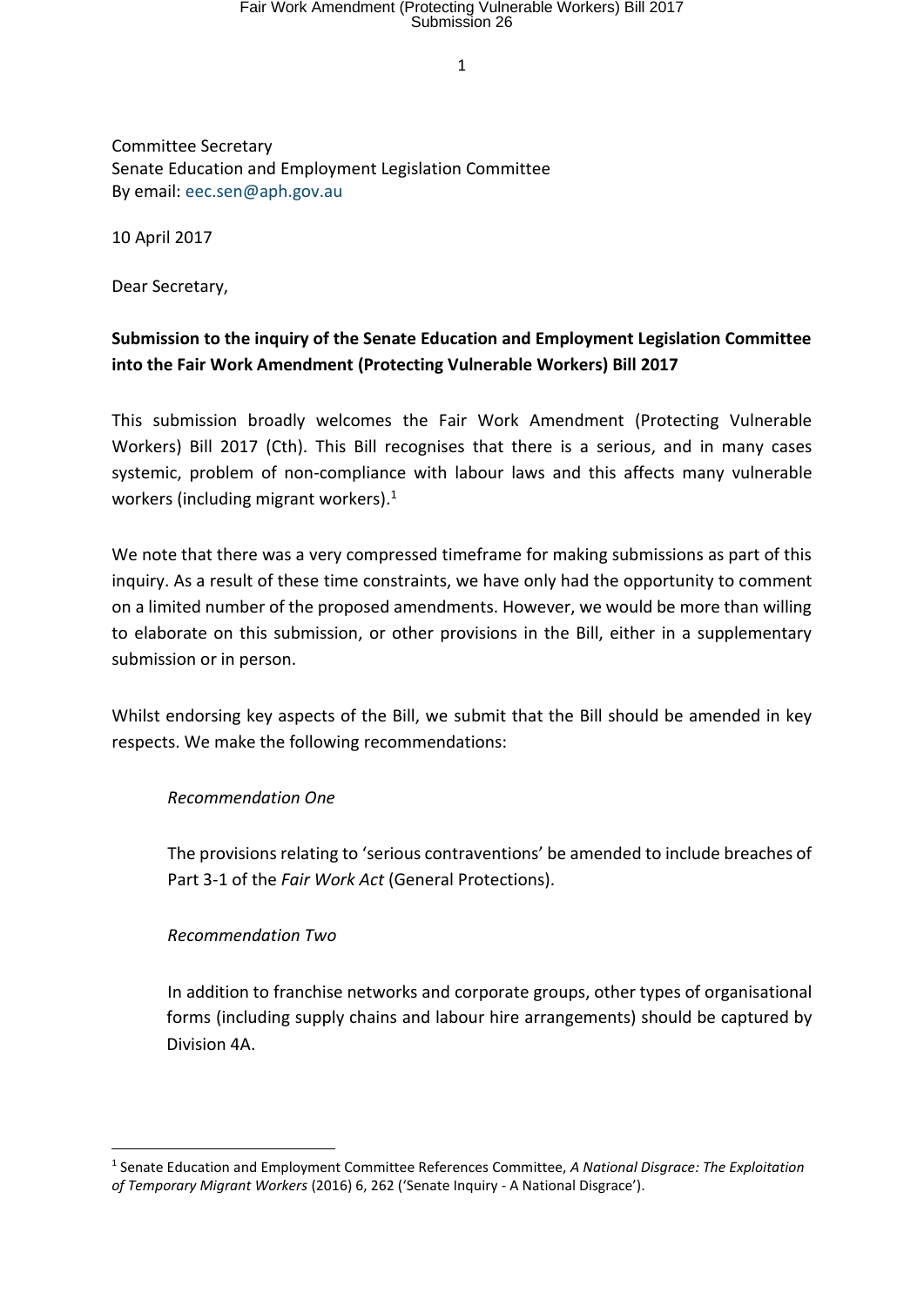Committee Secretary
Senate Education and Employment Legislation Committee
By email: eec.sen@aph.gov.au

10 April 2017

Dear Secretary,

**Submission to the inquiry of the Senate Education and Employment Legislation Committee into the Fair Work Amendment (Protecting Vulnerable Workers) Bill 2017**

This submission broadly welcomes the Fair Work Amendment (Protecting Vulnerable Workers) Bill 2017 (Cth). This Bill recognises that there is a serious, and in many cases systemic, problem of non-compliance with labour laws and this affects many vulnerable workers (including migrant workers).[1]

We note that there was a very compressed timeframe for making submissions as part of this inquiry. As a result of these time constraints, we have only had the opportunity to comment on a limited number of the proposed amendments. However, we would be more than willing to elaborate on this submission, or other provisions in the Bill, either in a supplementary submission or in person.

Whilst endorsing key aspects of the Bill, we submit that the Bill should be amended in key respects. We make the following recommendations:

> *Recommendation One*
>
> The provisions relating to 'serious contraventions' be amended to include breaches of Part 3-1 of the *Fair Work Act* (General Protections).
>
> *Recommendation Two*
>
> In addition to franchise networks and corporate groups, other types of organisational forms (including supply chains and labour hire arrangements) should be captured by Division 4A.

[1] Senate Education and Employment Committee References Committee, *A National Disgrace: The Exploitation of Temporary Migrant Workers* (2016) 6, 262 ('Senate Inquiry - A National Disgrace').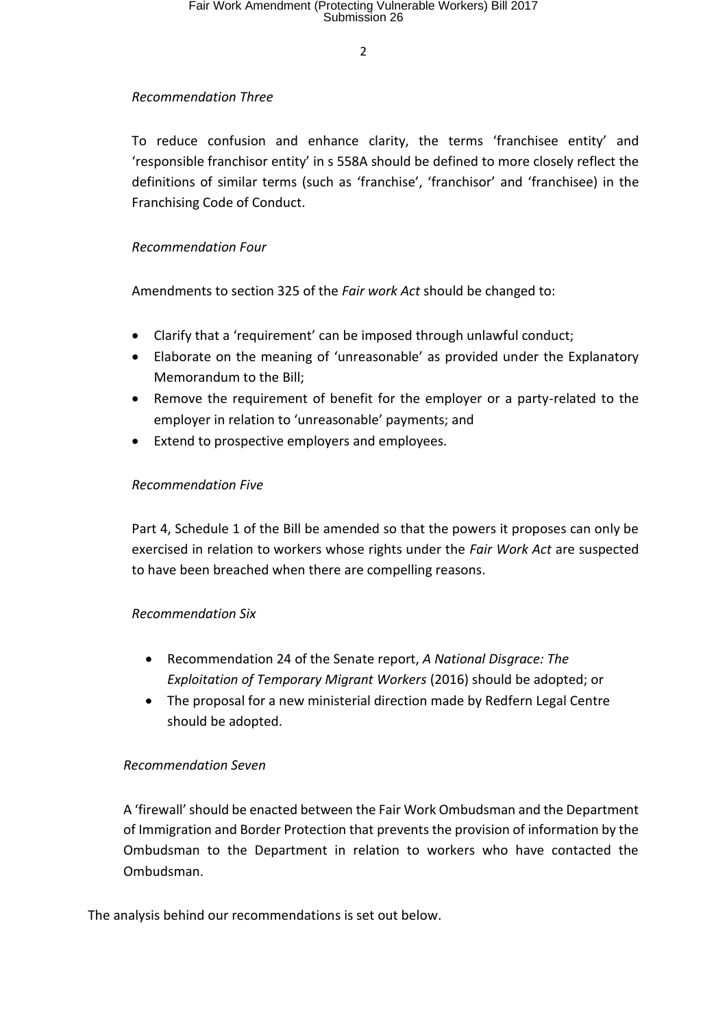*Recommendation Three*

To reduce confusion and enhance clarity, the terms 'franchisee entity' and 'responsible franchisor entity' in s 558A should be defined to more closely reflect the definitions of similar terms (such as 'franchise', 'franchisor' and 'franchisee) in the Franchising Code of Conduct.

*Recommendation Four*

Amendments to section 325 of the *Fair work Act* should be changed to:

- Clarify that a 'requirement' can be imposed through unlawful conduct;
- Elaborate on the meaning of 'unreasonable' as provided under the Explanatory Memorandum to the Bill;
- Remove the requirement of benefit for the employer or a party-related to the employer in relation to 'unreasonable' payments; and
- Extend to prospective employers and employees.

*Recommendation Five*

Part 4, Schedule 1 of the Bill be amended so that the powers it proposes can only be exercised in relation to workers whose rights under the *Fair Work Act* are suspected to have been breached when there are compelling reasons.

*Recommendation Six*

- Recommendation 24 of the Senate report, *A National Disgrace: The Exploitation of Temporary Migrant Workers* (2016) should be adopted; or
- The proposal for a new ministerial direction made by Redfern Legal Centre should be adopted.

*Recommendation Seven*

A 'firewall' should be enacted between the Fair Work Ombudsman and the Department of Immigration and Border Protection that prevents the provision of information by the Ombudsman to the Department in relation to workers who have contacted the Ombudsman.

The analysis behind our recommendations is set out below.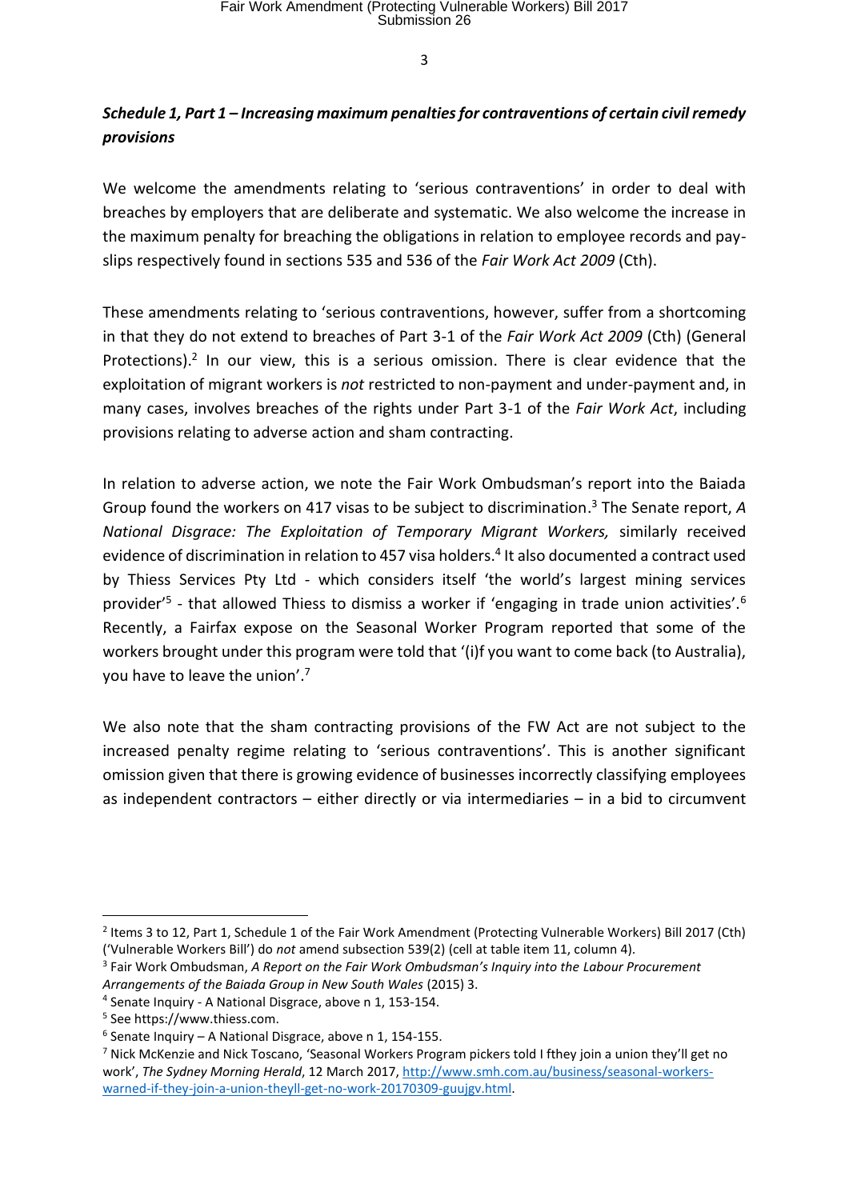### ***Schedule 1, Part 1 – Increasing maximum penalties for contraventions of certain civil remedy provisions***

We welcome the amendments relating to 'serious contraventions' in order to deal with breaches by employers that are deliberate and systematic. We also welcome the increase in the maximum penalty for breaching the obligations in relation to employee records and pay-slips respectively found in sections 535 and 536 of the *Fair Work Act 2009* (Cth).

These amendments relating to 'serious contraventions, however, suffer from a shortcoming in that they do not extend to breaches of Part 3-1 of the *Fair Work Act 2009* (Cth) (General Protections).[2] In our view, this is a serious omission. There is clear evidence that the exploitation of migrant workers is *not* restricted to non-payment and under-payment and, in many cases, involves breaches of the rights under Part 3-1 of the *Fair Work Act*, including provisions relating to adverse action and sham contracting.

In relation to adverse action, we note the Fair Work Ombudsman's report into the Baiada Group found the workers on 417 visas to be subject to discrimination.[3] The Senate report, *A National Disgrace: The Exploitation of Temporary Migrant Workers,* similarly received evidence of discrimination in relation to 457 visa holders.[4] It also documented a contract used by Thiess Services Pty Ltd - which considers itself 'the world's largest mining services provider'[5] - that allowed Thiess to dismiss a worker if 'engaging in trade union activities'.[6] Recently, a Fairfax expose on the Seasonal Worker Program reported that some of the workers brought under this program were told that '(i)f you want to come back (to Australia), you have to leave the union'.[7]

We also note that the sham contracting provisions of the FW Act are not subject to the increased penalty regime relating to 'serious contraventions'. This is another significant omission given that there is growing evidence of businesses incorrectly classifying employees as independent contractors – either directly or via intermediaries – in a bid to circumvent

---

[2] Items 3 to 12, Part 1, Schedule 1 of the Fair Work Amendment (Protecting Vulnerable Workers) Bill 2017 (Cth) ('Vulnerable Workers Bill') do *not* amend subsection 539(2) (cell at table item 11, column 4).

[3] Fair Work Ombudsman, *A Report on the Fair Work Ombudsman's Inquiry into the Labour Procurement Arrangements of the Baiada Group in New South Wales* (2015) 3.

[4] Senate Inquiry - A National Disgrace, above n 1, 153-154.

[5] See https://www.thiess.com.

[6] Senate Inquiry – A National Disgrace, above n 1, 154-155.

[7] Nick McKenzie and Nick Toscano, 'Seasonal Workers Program pickers told I fthey join a union they'll get no work', *The Sydney Morning Herald*, 12 March 2017, [http://www.smh.com.au/business/seasonal-workers-warned-if-they-join-a-union-theyll-get-no-work-20170309-guujgv.html](http://www.smh.com.au/business/seasonal-workers-warned-if-they-join-a-union-theyll-get-no-work-20170309-guujgv.html).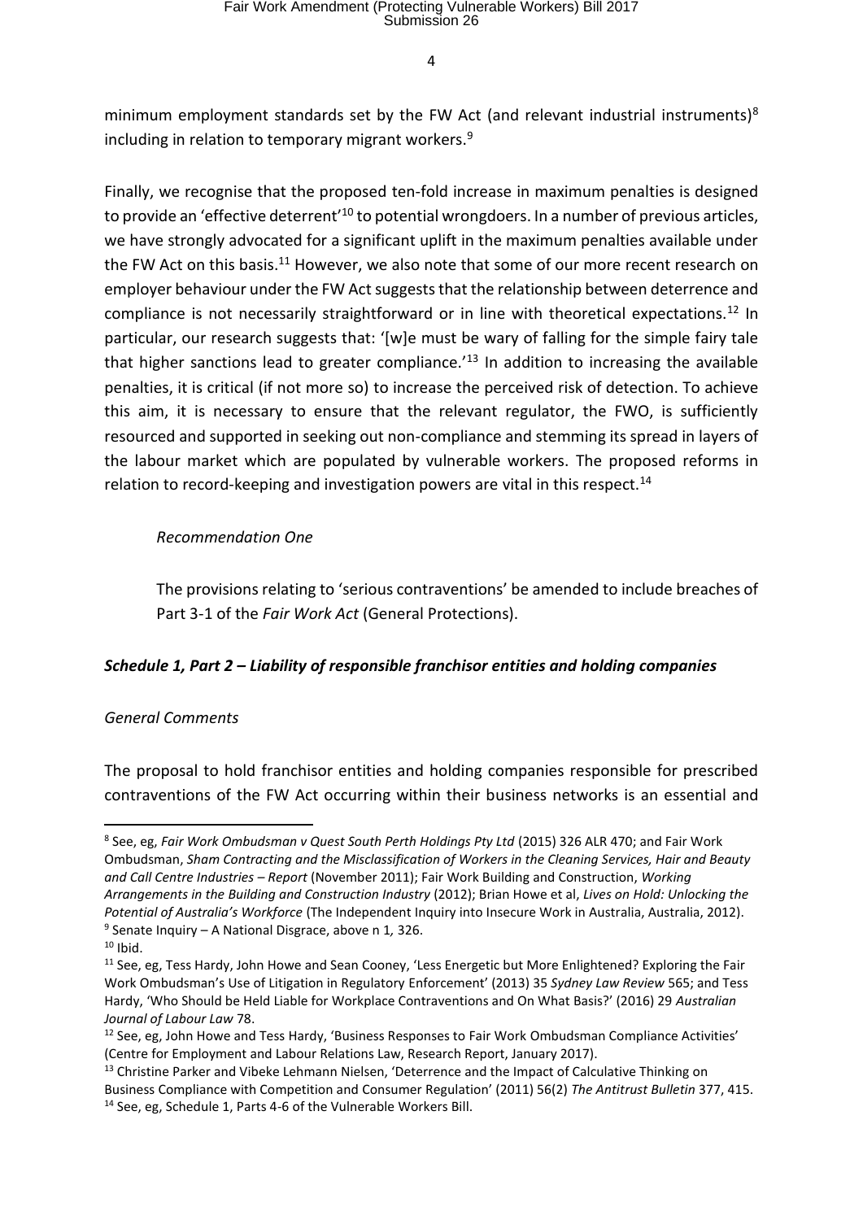minimum employment standards set by the FW Act (and relevant industrial instruments)[8] including in relation to temporary migrant workers.[9]

Finally, we recognise that the proposed ten-fold increase in maximum penalties is designed to provide an 'effective deterrent'[10] to potential wrongdoers. In a number of previous articles, we have strongly advocated for a significant uplift in the maximum penalties available under the FW Act on this basis.[11] However, we also note that some of our more recent research on employer behaviour under the FW Act suggests that the relationship between deterrence and compliance is not necessarily straightforward or in line with theoretical expectations.[12] In particular, our research suggests that: '[w]e must be wary of falling for the simple fairy tale that higher sanctions lead to greater compliance.'[13] In addition to increasing the available penalties, it is critical (if not more so) to increase the perceived risk of detection. To achieve this aim, it is necessary to ensure that the relevant regulator, the FWO, is sufficiently resourced and supported in seeking out non-compliance and stemming its spread in layers of the labour market which are populated by vulnerable workers. The proposed reforms in relation to record-keeping and investigation powers are vital in this respect.[14]

> *Recommendation One*
>
> The provisions relating to 'serious contraventions' be amended to include breaches of Part 3-1 of the *Fair Work Act* (General Protections).

### *Schedule 1, Part 2 – Liability of responsible franchisor entities and holding companies*

*General Comments*

The proposal to hold franchisor entities and holding companies responsible for prescribed contraventions of the FW Act occurring within their business networks is an essential and

---

[8] See, eg, *Fair Work Ombudsman v Quest South Perth Holdings Pty Ltd* (2015) 326 ALR 470; and Fair Work Ombudsman, *Sham Contracting and the Misclassification of Workers in the Cleaning Services, Hair and Beauty and Call Centre Industries – Report* (November 2011); Fair Work Building and Construction, *Working Arrangements in the Building and Construction Industry* (2012); Brian Howe et al, *Lives on Hold: Unlocking the Potential of Australia's Workforce* (The Independent Inquiry into Insecure Work in Australia, Australia, 2012).

[9] Senate Inquiry – A National Disgrace, above n 1*,* 326.

[10] Ibid.

[11] See, eg, Tess Hardy, John Howe and Sean Cooney, 'Less Energetic but More Enlightened? Exploring the Fair Work Ombudsman's Use of Litigation in Regulatory Enforcement' (2013) 35 *Sydney Law Review* 565; and Tess Hardy, 'Who Should be Held Liable for Workplace Contraventions and On What Basis?' (2016) 29 *Australian Journal of Labour Law* 78.

[12] See, eg, John Howe and Tess Hardy, 'Business Responses to Fair Work Ombudsman Compliance Activities' (Centre for Employment and Labour Relations Law, Research Report, January 2017).

[13] Christine Parker and Vibeke Lehmann Nielsen, 'Deterrence and the Impact of Calculative Thinking on Business Compliance with Competition and Consumer Regulation' (2011) 56(2) *The Antitrust Bulletin* 377, 415.

[14] See, eg, Schedule 1, Parts 4-6 of the Vulnerable Workers Bill.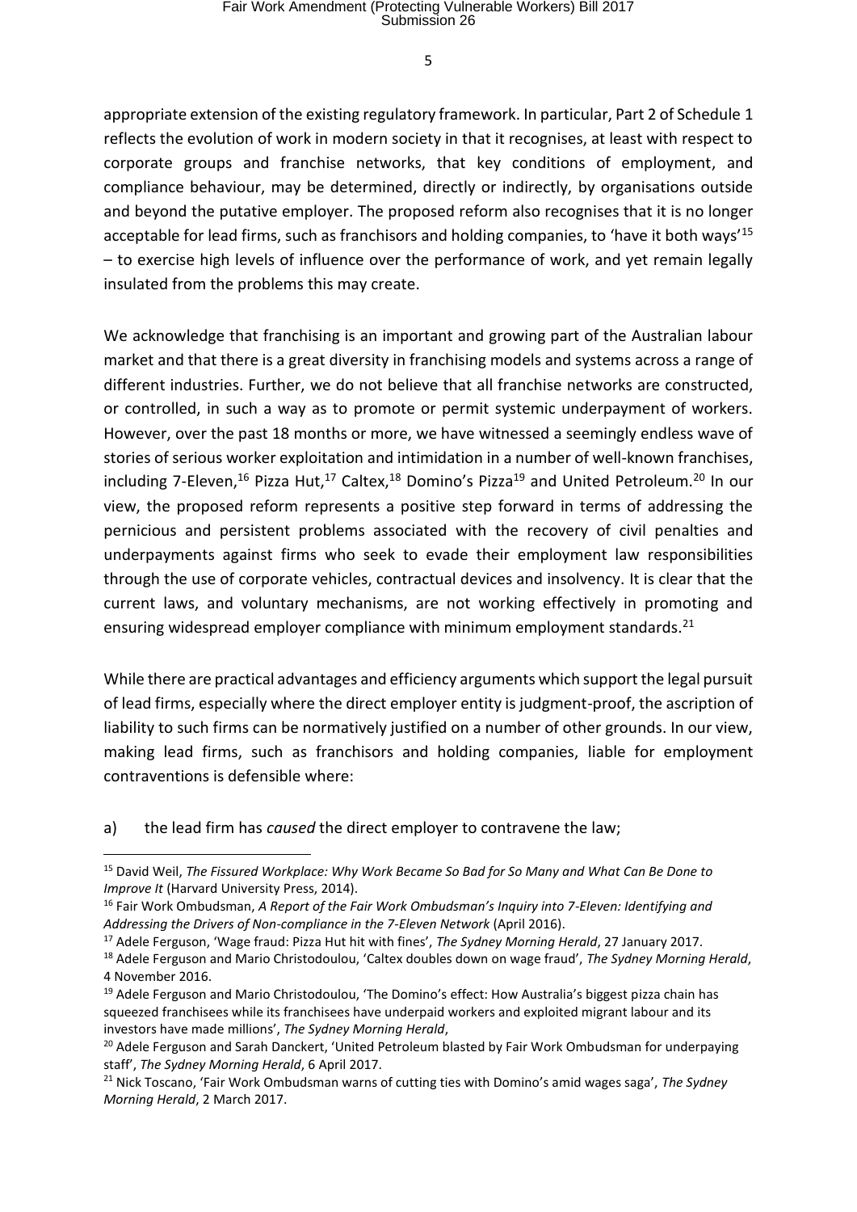appropriate extension of the existing regulatory framework. In particular, Part 2 of Schedule 1 reflects the evolution of work in modern society in that it recognises, at least with respect to corporate groups and franchise networks, that key conditions of employment, and compliance behaviour, may be determined, directly or indirectly, by organisations outside and beyond the putative employer. The proposed reform also recognises that it is no longer acceptable for lead firms, such as franchisors and holding companies, to 'have it both ways'[15] – to exercise high levels of influence over the performance of work, and yet remain legally insulated from the problems this may create.

We acknowledge that franchising is an important and growing part of the Australian labour market and that there is a great diversity in franchising models and systems across a range of different industries. Further, we do not believe that all franchise networks are constructed, or controlled, in such a way as to promote or permit systemic underpayment of workers. However, over the past 18 months or more, we have witnessed a seemingly endless wave of stories of serious worker exploitation and intimidation in a number of well-known franchises, including 7-Eleven,[16] Pizza Hut,[17] Caltex,[18] Domino's Pizza[19] and United Petroleum.[20] In our view, the proposed reform represents a positive step forward in terms of addressing the pernicious and persistent problems associated with the recovery of civil penalties and underpayments against firms who seek to evade their employment law responsibilities through the use of corporate vehicles, contractual devices and insolvency. It is clear that the current laws, and voluntary mechanisms, are not working effectively in promoting and ensuring widespread employer compliance with minimum employment standards.[21]

While there are practical advantages and efficiency arguments which support the legal pursuit of lead firms, especially where the direct employer entity is judgment-proof, the ascription of liability to such firms can be normatively justified on a number of other grounds. In our view, making lead firms, such as franchisors and holding companies, liable for employment contraventions is defensible where:

a) the lead firm has *caused* the direct employer to contravene the law;

---

[15] David Weil, *The Fissured Workplace: Why Work Became So Bad for So Many and What Can Be Done to Improve It* (Harvard University Press, 2014).

[16] Fair Work Ombudsman, *A Report of the Fair Work Ombudsman's Inquiry into 7-Eleven: Identifying and Addressing the Drivers of Non-compliance in the 7-Eleven Network* (April 2016).

[17] Adele Ferguson, 'Wage fraud: Pizza Hut hit with fines', *The Sydney Morning Herald*, 27 January 2017.

[18] Adele Ferguson and Mario Christodoulou, 'Caltex doubles down on wage fraud', *The Sydney Morning Herald*, 4 November 2016.

[19] Adele Ferguson and Mario Christodoulou, 'The Domino's effect: How Australia's biggest pizza chain has squeezed franchisees while its franchisees have underpaid workers and exploited migrant labour and its investors have made millions', *The Sydney Morning Herald*,

[20] Adele Ferguson and Sarah Danckert, 'United Petroleum blasted by Fair Work Ombudsman for underpaying staff', *The Sydney Morning Herald*, 6 April 2017.

[21] Nick Toscano, 'Fair Work Ombudsman warns of cutting ties with Domino's amid wages saga', *The Sydney Morning Herald*, 2 March 2017.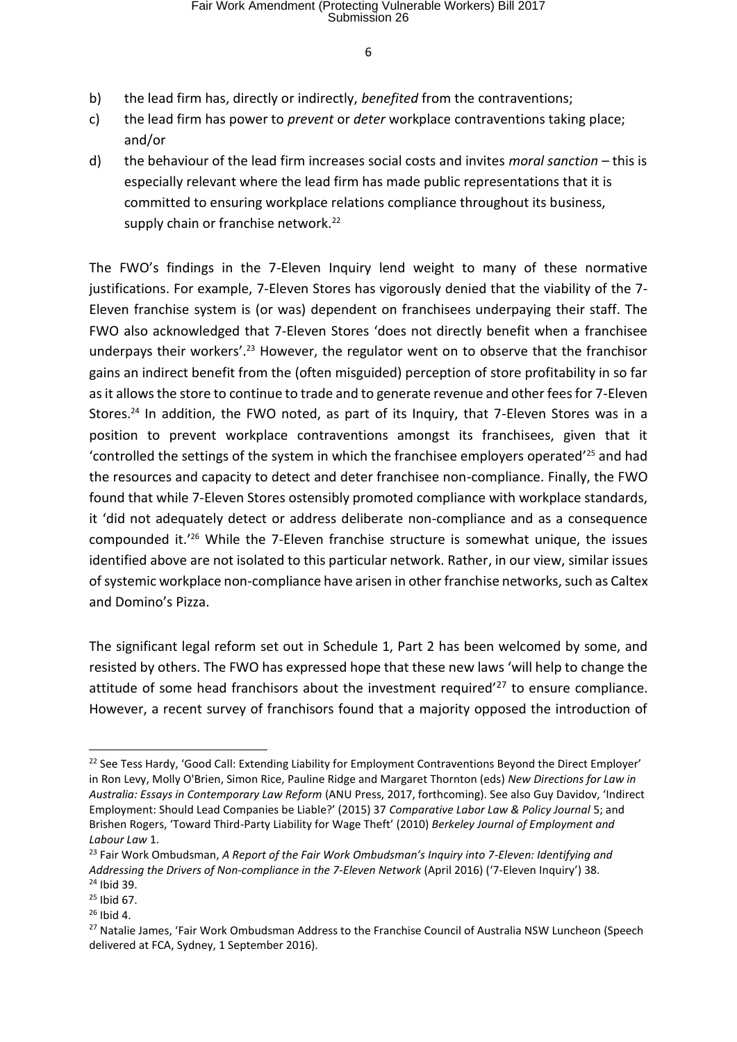b) the lead firm has, directly or indirectly, *benefited* from the contraventions;

c) the lead firm has power to *prevent* or *deter* workplace contraventions taking place; and/or

d) the behaviour of the lead firm increases social costs and invites *moral sanction* – this is especially relevant where the lead firm has made public representations that it is committed to ensuring workplace relations compliance throughout its business, supply chain or franchise network.[22]

The FWO's findings in the 7-Eleven Inquiry lend weight to many of these normative justifications. For example, 7-Eleven Stores has vigorously denied that the viability of the 7-Eleven franchise system is (or was) dependent on franchisees underpaying their staff. The FWO also acknowledged that 7-Eleven Stores 'does not directly benefit when a franchisee underpays their workers'.[23] However, the regulator went on to observe that the franchisor gains an indirect benefit from the (often misguided) perception of store profitability in so far as it allows the store to continue to trade and to generate revenue and other fees for 7-Eleven Stores.[24] In addition, the FWO noted, as part of its Inquiry, that 7-Eleven Stores was in a position to prevent workplace contraventions amongst its franchisees, given that it 'controlled the settings of the system in which the franchisee employers operated'[25] and had the resources and capacity to detect and deter franchisee non-compliance. Finally, the FWO found that while 7-Eleven Stores ostensibly promoted compliance with workplace standards, it 'did not adequately detect or address deliberate non-compliance and as a consequence compounded it.'[26] While the 7-Eleven franchise structure is somewhat unique, the issues identified above are not isolated to this particular network. Rather, in our view, similar issues of systemic workplace non-compliance have arisen in other franchise networks, such as Caltex and Domino's Pizza.

The significant legal reform set out in Schedule 1, Part 2 has been welcomed by some, and resisted by others. The FWO has expressed hope that these new laws 'will help to change the attitude of some head franchisors about the investment required'[27] to ensure compliance. However, a recent survey of franchisors found that a majority opposed the introduction of

---

[22] See Tess Hardy, 'Good Call: Extending Liability for Employment Contraventions Beyond the Direct Employer' in Ron Levy, Molly O'Brien, Simon Rice, Pauline Ridge and Margaret Thornton (eds) *New Directions for Law in Australia: Essays in Contemporary Law Reform* (ANU Press, 2017, forthcoming). See also Guy Davidov, 'Indirect Employment: Should Lead Companies be Liable?' (2015) 37 *Comparative Labor Law & Policy Journal* 5; and Brishen Rogers, 'Toward Third-Party Liability for Wage Theft' (2010) *Berkeley Journal of Employment and Labour Law* 1.

[23] Fair Work Ombudsman, *A Report of the Fair Work Ombudsman's Inquiry into 7-Eleven: Identifying and Addressing the Drivers of Non-compliance in the 7-Eleven Network* (April 2016) ('7-Eleven Inquiry') 38.

[24] Ibid 39.

[25] Ibid 67.

[26] Ibid 4.

[27] Natalie James, 'Fair Work Ombudsman Address to the Franchise Council of Australia NSW Luncheon (Speech delivered at FCA, Sydney, 1 September 2016).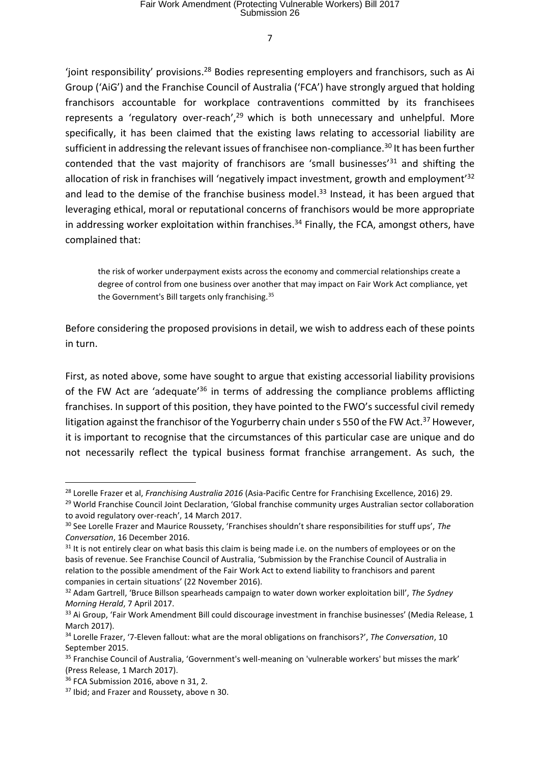'joint responsibility' provisions.[28] Bodies representing employers and franchisors, such as Ai Group ('AiG') and the Franchise Council of Australia ('FCA') have strongly argued that holding franchisors accountable for workplace contraventions committed by its franchisees represents a 'regulatory over-reach',[29] which is both unnecessary and unhelpful. More specifically, it has been claimed that the existing laws relating to accessorial liability are sufficient in addressing the relevant issues of franchisee non-compliance.[30] It has been further contended that the vast majority of franchisors are 'small businesses'[31] and shifting the allocation of risk in franchises will 'negatively impact investment, growth and employment'[32] and lead to the demise of the franchise business model.[33] Instead, it has been argued that leveraging ethical, moral or reputational concerns of franchisors would be more appropriate in addressing worker exploitation within franchises.[34] Finally, the FCA, amongst others, have complained that:

> the risk of worker underpayment exists across the economy and commercial relationships create a degree of control from one business over another that may impact on Fair Work Act compliance, yet the Government's Bill targets only franchising.[35]

Before considering the proposed provisions in detail, we wish to address each of these points in turn.

First, as noted above, some have sought to argue that existing accessorial liability provisions of the FW Act are 'adequate'[36] in terms of addressing the compliance problems afflicting franchises. In support of this position, they have pointed to the FWO's successful civil remedy litigation against the franchisor of the Yogurberry chain under s 550 of the FW Act.[37] However, it is important to recognise that the circumstances of this particular case are unique and do not necessarily reflect the typical business format franchise arrangement. As such, the

---

[28] Lorelle Frazer et al, *Franchising Australia 2016* (Asia-Pacific Centre for Franchising Excellence, 2016) 29.

[29] World Franchise Council Joint Declaration, 'Global franchise community urges Australian sector collaboration to avoid regulatory over-reach', 14 March 2017.

[30] See Lorelle Frazer and Maurice Roussety, 'Franchises shouldn't share responsibilities for stuff ups', *The Conversation*, 16 December 2016.

[31] It is not entirely clear on what basis this claim is being made i.e. on the numbers of employees or on the basis of revenue. See Franchise Council of Australia, 'Submission by the Franchise Council of Australia in relation to the possible amendment of the Fair Work Act to extend liability to franchisors and parent companies in certain situations' (22 November 2016).

[32] Adam Gartrell, 'Bruce Billson spearheads campaign to water down worker exploitation bill', *The Sydney Morning Herald*, 7 April 2017.

[33] Ai Group, 'Fair Work Amendment Bill could discourage investment in franchise businesses' (Media Release, 1 March 2017).

[34] Lorelle Frazer, '7-Eleven fallout: what are the moral obligations on franchisors?', *The Conversation*, 10 September 2015.

[35] Franchise Council of Australia, 'Government's well-meaning on 'vulnerable workers' but misses the mark' (Press Release, 1 March 2017).

[36] FCA Submission 2016, above n 31, 2.

[37] Ibid; and Frazer and Roussety, above n 30.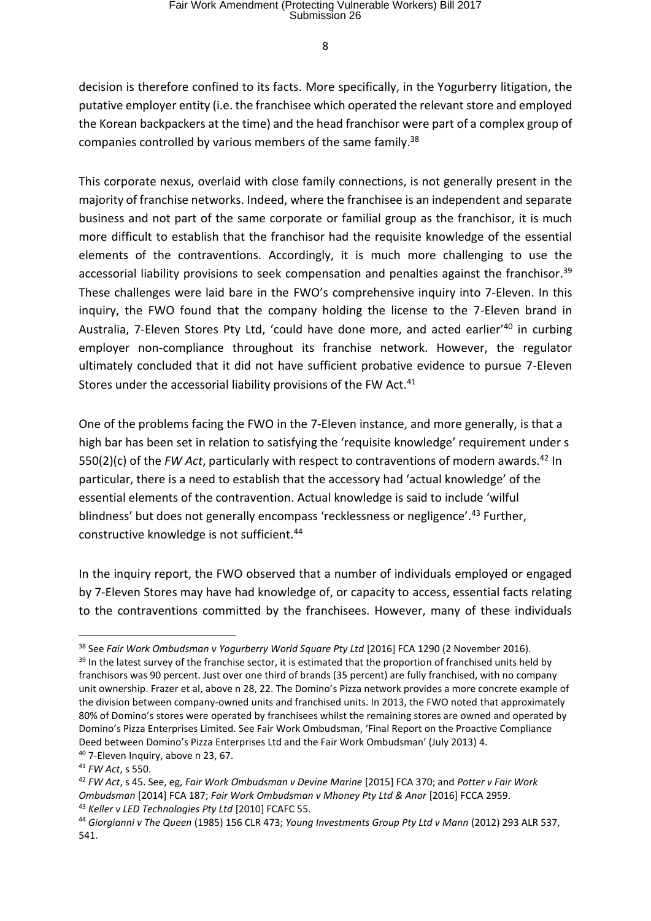decision is therefore confined to its facts. More specifically, in the Yogurberry litigation, the putative employer entity (i.e. the franchisee which operated the relevant store and employed the Korean backpackers at the time) and the head franchisor were part of a complex group of companies controlled by various members of the same family.[38]

This corporate nexus, overlaid with close family connections, is not generally present in the majority of franchise networks. Indeed, where the franchisee is an independent and separate business and not part of the same corporate or familial group as the franchisor, it is much more difficult to establish that the franchisor had the requisite knowledge of the essential elements of the contraventions. Accordingly, it is much more challenging to use the accessorial liability provisions to seek compensation and penalties against the franchisor.[39] These challenges were laid bare in the FWO's comprehensive inquiry into 7-Eleven. In this inquiry, the FWO found that the company holding the license to the 7-Eleven brand in Australia, 7-Eleven Stores Pty Ltd, 'could have done more, and acted earlier'[40] in curbing employer non-compliance throughout its franchise network. However, the regulator ultimately concluded that it did not have sufficient probative evidence to pursue 7-Eleven Stores under the accessorial liability provisions of the FW Act.[41]

One of the problems facing the FWO in the 7-Eleven instance, and more generally, is that a high bar has been set in relation to satisfying the 'requisite knowledge' requirement under s 550(2)(c) of the *FW Act*, particularly with respect to contraventions of modern awards.[42] In particular, there is a need to establish that the accessory had 'actual knowledge' of the essential elements of the contravention. Actual knowledge is said to include 'wilful blindness' but does not generally encompass 'recklessness or negligence'.[43] Further, constructive knowledge is not sufficient.[44]

In the inquiry report, the FWO observed that a number of individuals employed or engaged by 7-Eleven Stores may have had knowledge of, or capacity to access, essential facts relating to the contraventions committed by the franchisees. However, many of these individuals

---

[38] See *Fair Work Ombudsman v Yogurberry World Square Pty Ltd* [2016] FCA 1290 (2 November 2016).

[39] In the latest survey of the franchise sector, it is estimated that the proportion of franchised units held by franchisors was 90 percent. Just over one third of brands (35 percent) are fully franchised, with no company unit ownership. Frazer et al, above n 28, 22. The Domino's Pizza network provides a more concrete example of the division between company-owned units and franchised units. In 2013, the FWO noted that approximately 80% of Domino's stores were operated by franchisees whilst the remaining stores are owned and operated by Domino's Pizza Enterprises Limited. See Fair Work Ombudsman, 'Final Report on the Proactive Compliance Deed between Domino's Pizza Enterprises Ltd and the Fair Work Ombudsman' (July 2013) 4.

[40] 7-Eleven Inquiry, above n 23, 67.

[41] *FW Act*, s 550.

[42] *FW Act*, s 45. See, eg, *Fair Work Ombudsman v Devine Marine* [2015] FCA 370; and *Potter v Fair Work Ombudsman* [2014] FCA 187; *Fair Work Ombudsman v Mhoney Pty Ltd & Anor* [2016] FCCA 2959.

[43] *Keller v LED Technologies Pty Ltd* [2010] FCAFC 55.

[44] *Giorgianni v The Queen* (1985) 156 CLR 473; *Young Investments Group Pty Ltd v Mann* (2012) 293 ALR 537, 541.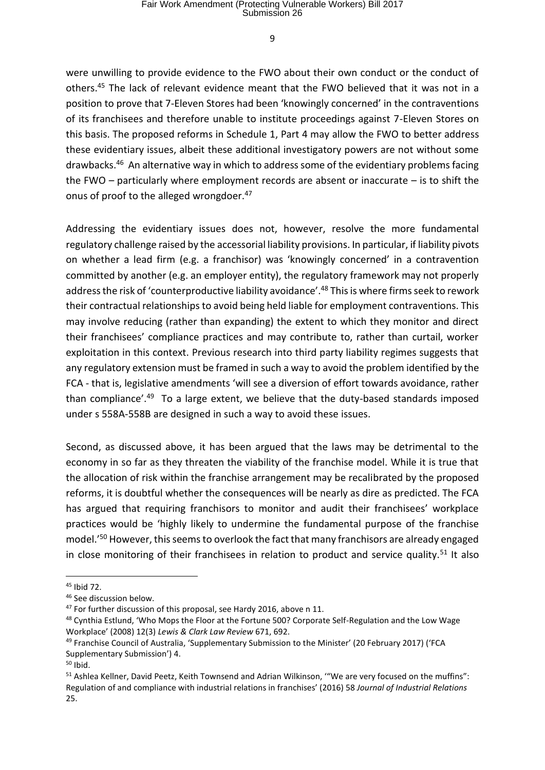were unwilling to provide evidence to the FWO about their own conduct or the conduct of others.[45] The lack of relevant evidence meant that the FWO believed that it was not in a position to prove that 7-Eleven Stores had been 'knowingly concerned' in the contraventions of its franchisees and therefore unable to institute proceedings against 7-Eleven Stores on this basis. The proposed reforms in Schedule 1, Part 4 may allow the FWO to better address these evidentiary issues, albeit these additional investigatory powers are not without some drawbacks.[46] An alternative way in which to address some of the evidentiary problems facing the FWO – particularly where employment records are absent or inaccurate – is to shift the onus of proof to the alleged wrongdoer.[47]

Addressing the evidentiary issues does not, however, resolve the more fundamental regulatory challenge raised by the accessorial liability provisions. In particular, if liability pivots on whether a lead firm (e.g. a franchisor) was 'knowingly concerned' in a contravention committed by another (e.g. an employer entity), the regulatory framework may not properly address the risk of 'counterproductive liability avoidance'.[48] This is where firms seek to rework their contractual relationships to avoid being held liable for employment contraventions. This may involve reducing (rather than expanding) the extent to which they monitor and direct their franchisees' compliance practices and may contribute to, rather than curtail, worker exploitation in this context. Previous research into third party liability regimes suggests that any regulatory extension must be framed in such a way to avoid the problem identified by the FCA - that is, legislative amendments 'will see a diversion of effort towards avoidance, rather than compliance'.[49] To a large extent, we believe that the duty-based standards imposed under s 558A-558B are designed in such a way to avoid these issues.

Second, as discussed above, it has been argued that the laws may be detrimental to the economy in so far as they threaten the viability of the franchise model. While it is true that the allocation of risk within the franchise arrangement may be recalibrated by the proposed reforms, it is doubtful whether the consequences will be nearly as dire as predicted. The FCA has argued that requiring franchisors to monitor and audit their franchisees' workplace practices would be 'highly likely to undermine the fundamental purpose of the franchise model.'[50] However, this seems to overlook the fact that many franchisors are already engaged in close monitoring of their franchisees in relation to product and service quality.[51] It also

---

[45] Ibid 72.

[46] See discussion below.

[47] For further discussion of this proposal, see Hardy 2016, above n 11.

[48] Cynthia Estlund, 'Who Mops the Floor at the Fortune 500? Corporate Self-Regulation and the Low Wage Workplace' (2008) 12(3) *Lewis & Clark Law Review* 671, 692.

[49] Franchise Council of Australia, 'Supplementary Submission to the Minister' (20 February 2017) ('FCA Supplementary Submission') 4.

[50] Ibid.

[51] Ashlea Kellner, David Peetz, Keith Townsend and Adrian Wilkinson, '"We are very focused on the muffins": Regulation of and compliance with industrial relations in franchises' (2016) 58 *Journal of Industrial Relations* 25.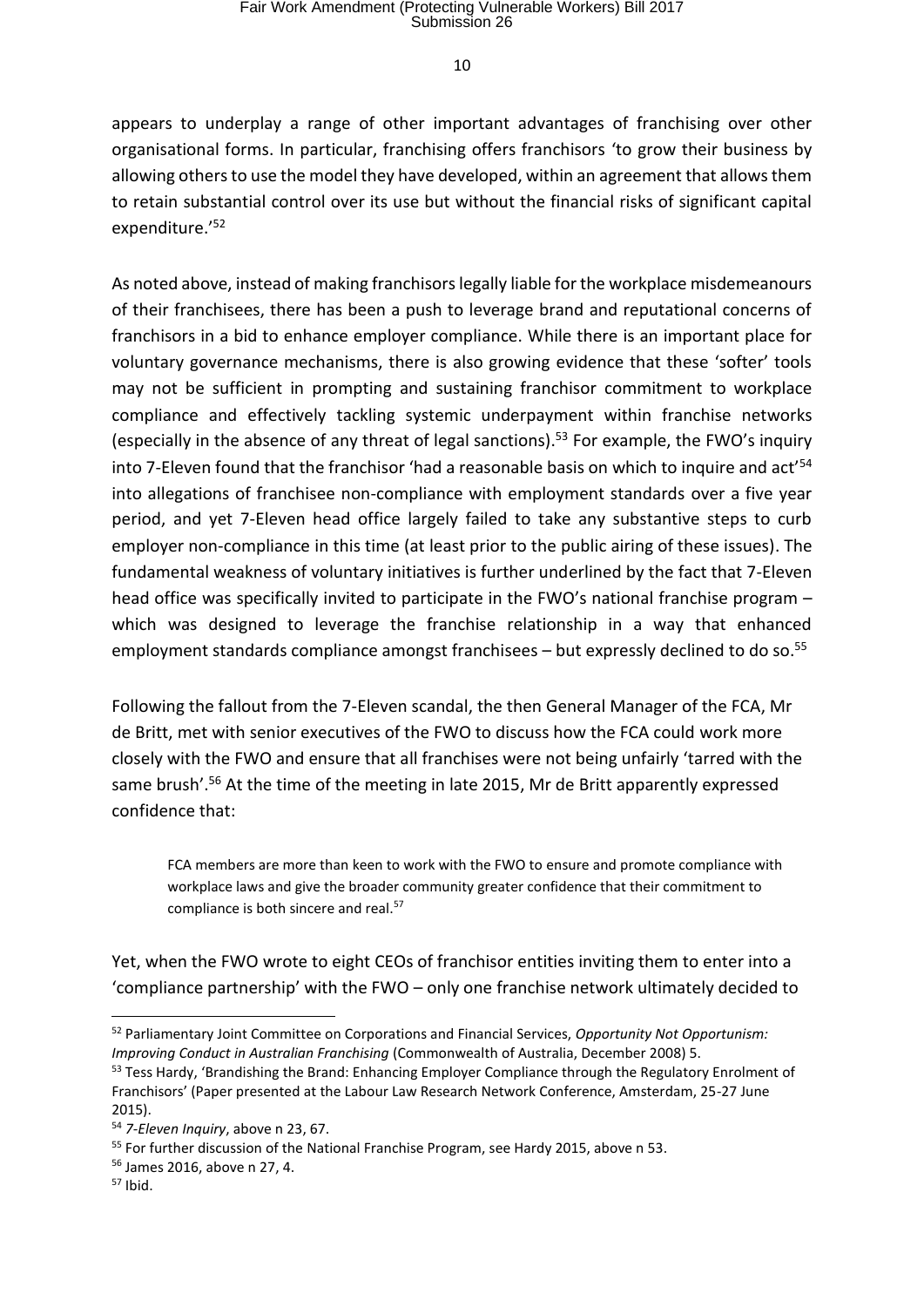appears to underplay a range of other important advantages of franchising over other organisational forms. In particular, franchising offers franchisors 'to grow their business by allowing others to use the model they have developed, within an agreement that allows them to retain substantial control over its use but without the financial risks of significant capital expenditure.'[52]

As noted above, instead of making franchisors legally liable for the workplace misdemeanours of their franchisees, there has been a push to leverage brand and reputational concerns of franchisors in a bid to enhance employer compliance. While there is an important place for voluntary governance mechanisms, there is also growing evidence that these 'softer' tools may not be sufficient in prompting and sustaining franchisor commitment to workplace compliance and effectively tackling systemic underpayment within franchise networks (especially in the absence of any threat of legal sanctions).[53] For example, the FWO's inquiry into 7-Eleven found that the franchisor 'had a reasonable basis on which to inquire and act'[54] into allegations of franchisee non-compliance with employment standards over a five year period, and yet 7-Eleven head office largely failed to take any substantive steps to curb employer non-compliance in this time (at least prior to the public airing of these issues). The fundamental weakness of voluntary initiatives is further underlined by the fact that 7-Eleven head office was specifically invited to participate in the FWO's national franchise program – which was designed to leverage the franchise relationship in a way that enhanced employment standards compliance amongst franchisees – but expressly declined to do so.[55]

Following the fallout from the 7-Eleven scandal, the then General Manager of the FCA, Mr de Britt, met with senior executives of the FWO to discuss how the FCA could work more closely with the FWO and ensure that all franchises were not being unfairly 'tarred with the same brush'.[56] At the time of the meeting in late 2015, Mr de Britt apparently expressed confidence that:

> FCA members are more than keen to work with the FWO to ensure and promote compliance with workplace laws and give the broader community greater confidence that their commitment to compliance is both sincere and real.[57]

Yet, when the FWO wrote to eight CEOs of franchisor entities inviting them to enter into a 'compliance partnership' with the FWO – only one franchise network ultimately decided to

---

[52] Parliamentary Joint Committee on Corporations and Financial Services, *Opportunity Not Opportunism: Improving Conduct in Australian Franchising* (Commonwealth of Australia, December 2008) 5.

[53] Tess Hardy, 'Brandishing the Brand: Enhancing Employer Compliance through the Regulatory Enrolment of Franchisors' (Paper presented at the Labour Law Research Network Conference, Amsterdam, 25-27 June 2015).

[54] *7-Eleven Inquiry*, above n 23, 67.

[55] For further discussion of the National Franchise Program, see Hardy 2015, above n 53.

[56] James 2016, above n 27, 4.

[57] Ibid.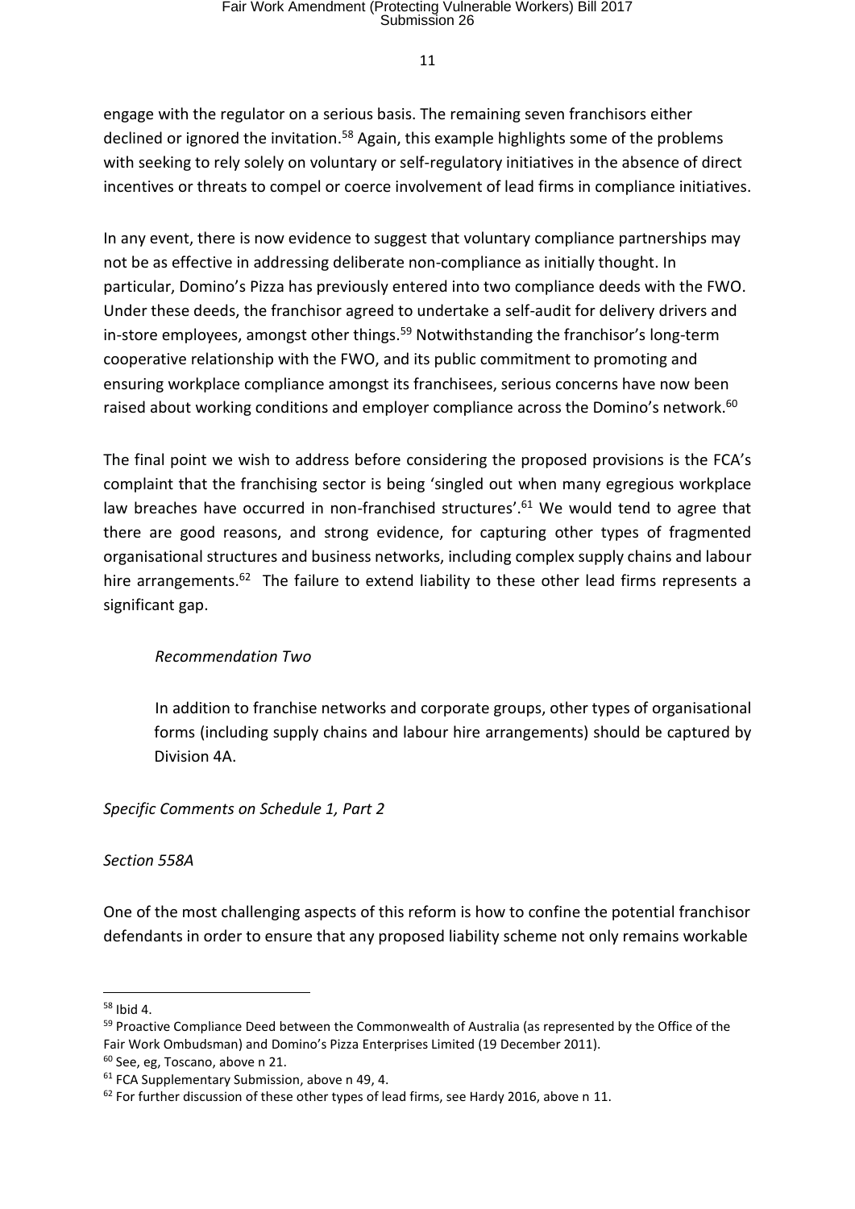engage with the regulator on a serious basis. The remaining seven franchisors either declined or ignored the invitation.[58] Again, this example highlights some of the problems with seeking to rely solely on voluntary or self-regulatory initiatives in the absence of direct incentives or threats to compel or coerce involvement of lead firms in compliance initiatives.

In any event, there is now evidence to suggest that voluntary compliance partnerships may not be as effective in addressing deliberate non-compliance as initially thought. In particular, Domino's Pizza has previously entered into two compliance deeds with the FWO. Under these deeds, the franchisor agreed to undertake a self-audit for delivery drivers and in-store employees, amongst other things.[59] Notwithstanding the franchisor's long-term cooperative relationship with the FWO, and its public commitment to promoting and ensuring workplace compliance amongst its franchisees, serious concerns have now been raised about working conditions and employer compliance across the Domino's network.[60]

The final point we wish to address before considering the proposed provisions is the FCA's complaint that the franchising sector is being 'singled out when many egregious workplace law breaches have occurred in non-franchised structures'.[61] We would tend to agree that there are good reasons, and strong evidence, for capturing other types of fragmented organisational structures and business networks, including complex supply chains and labour hire arrangements.[62] The failure to extend liability to these other lead firms represents a significant gap.

> *Recommendation Two*
>
> In addition to franchise networks and corporate groups, other types of organisational forms (including supply chains and labour hire arrangements) should be captured by Division 4A.

*Specific Comments on Schedule 1, Part 2*

*Section 558A*

One of the most challenging aspects of this reform is how to confine the potential franchisor defendants in order to ensure that any proposed liability scheme not only remains workable

---

[58] Ibid 4.

[59] Proactive Compliance Deed between the Commonwealth of Australia (as represented by the Office of the Fair Work Ombudsman) and Domino's Pizza Enterprises Limited (19 December 2011).

[60] See, eg, Toscano, above n 21.

[61] FCA Supplementary Submission, above n 49, 4.

[62] For further discussion of these other types of lead firms, see Hardy 2016, above n 11.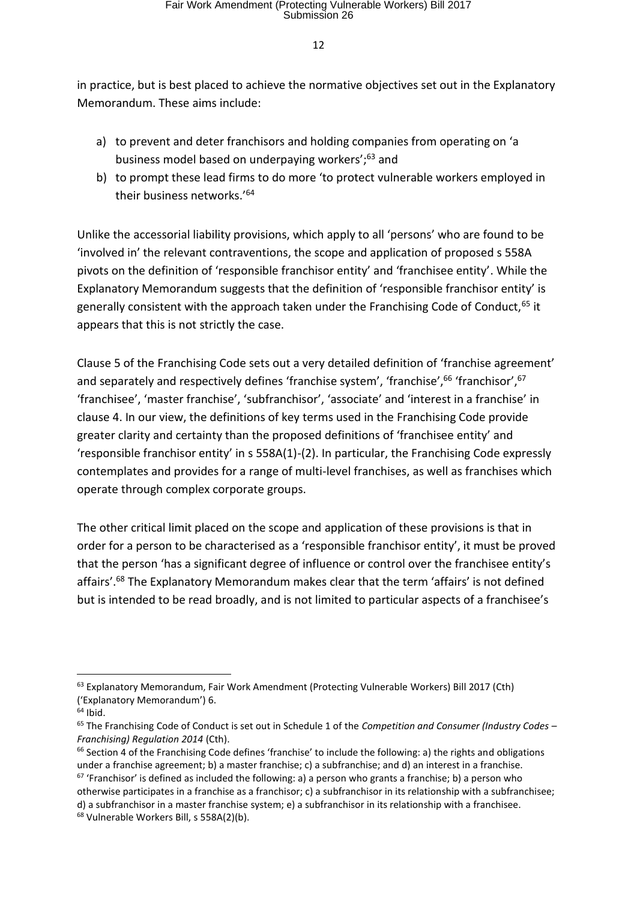in practice, but is best placed to achieve the normative objectives set out in the Explanatory Memorandum. These aims include:

a) to prevent and deter franchisors and holding companies from operating on 'a business model based on underpaying workers';[63] and
b) to prompt these lead firms to do more 'to protect vulnerable workers employed in their business networks.'[64]

Unlike the accessorial liability provisions, which apply to all 'persons' who are found to be 'involved in' the relevant contraventions, the scope and application of proposed s 558A pivots on the definition of 'responsible franchisor entity' and 'franchisee entity'. While the Explanatory Memorandum suggests that the definition of 'responsible franchisor entity' is generally consistent with the approach taken under the Franchising Code of Conduct,[65] it appears that this is not strictly the case.

Clause 5 of the Franchising Code sets out a very detailed definition of 'franchise agreement' and separately and respectively defines 'franchise system', 'franchise',[66] 'franchisor',[67] 'franchisee', 'master franchise', 'subfranchisor', 'associate' and 'interest in a franchise' in clause 4. In our view, the definitions of key terms used in the Franchising Code provide greater clarity and certainty than the proposed definitions of 'franchisee entity' and 'responsible franchisor entity' in s 558A(1)-(2). In particular, the Franchising Code expressly contemplates and provides for a range of multi-level franchises, as well as franchises which operate through complex corporate groups.

The other critical limit placed on the scope and application of these provisions is that in order for a person to be characterised as a 'responsible franchisor entity', it must be proved that the person 'has a significant degree of influence or control over the franchisee entity's affairs'.[68] The Explanatory Memorandum makes clear that the term 'affairs' is not defined but is intended to be read broadly, and is not limited to particular aspects of a franchisee's

---

[63] Explanatory Memorandum, Fair Work Amendment (Protecting Vulnerable Workers) Bill 2017 (Cth) ('Explanatory Memorandum') 6.

[64] Ibid.

[65] The Franchising Code of Conduct is set out in Schedule 1 of the *Competition and Consumer (Industry Codes – Franchising) Regulation 2014* (Cth).

[66] Section 4 of the Franchising Code defines 'franchise' to include the following: a) the rights and obligations under a franchise agreement; b) a master franchise; c) a subfranchise; and d) an interest in a franchise.

[67] 'Franchisor' is defined as included the following: a) a person who grants a franchise; b) a person who otherwise participates in a franchise as a franchisor; c) a subfranchisor in its relationship with a subfranchisee; d) a subfranchisor in a master franchise system; e) a subfranchisor in its relationship with a franchisee.

[68] Vulnerable Workers Bill, s 558A(2)(b).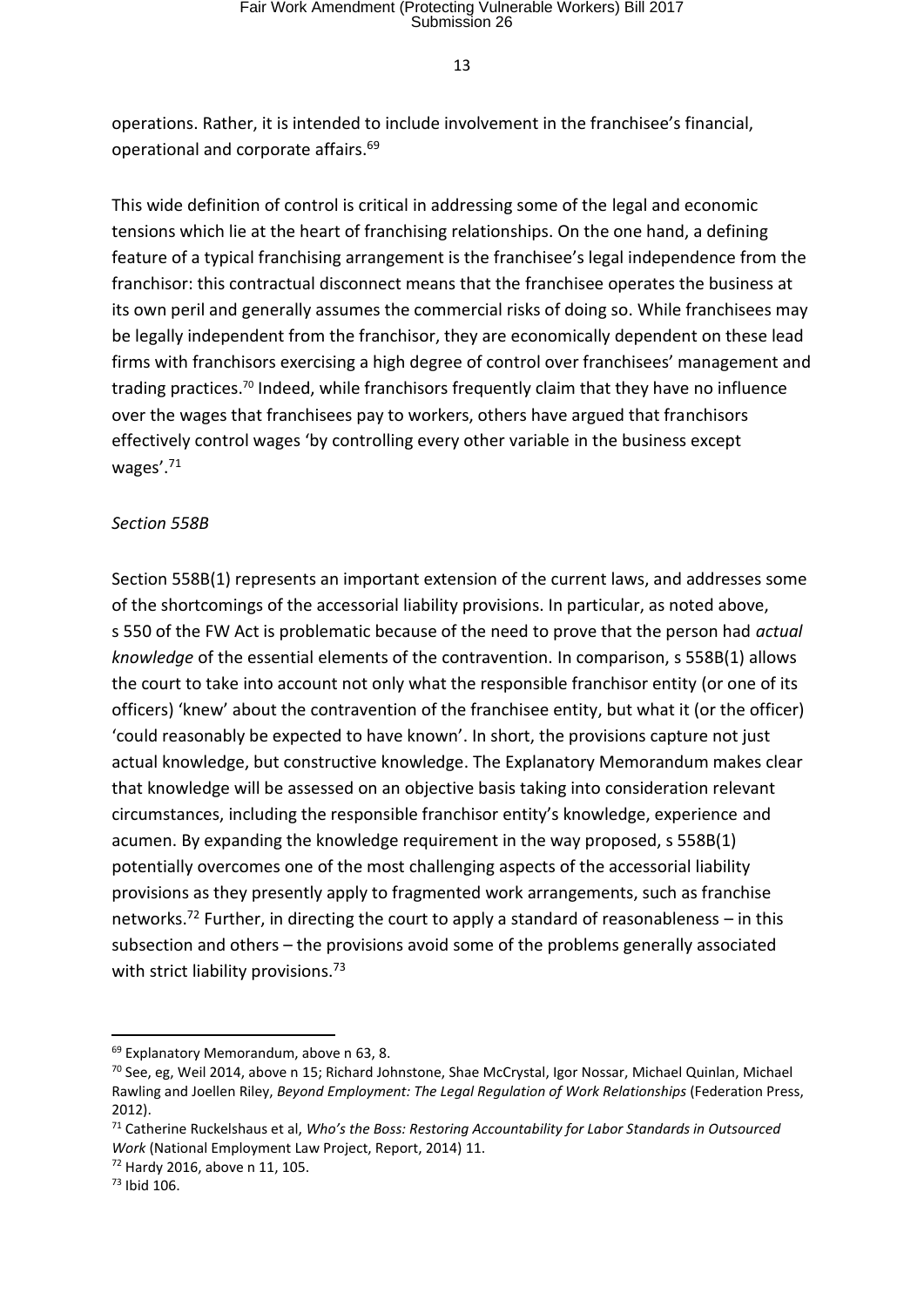operations. Rather, it is intended to include involvement in the franchisee's financial, operational and corporate affairs.[69]

This wide definition of control is critical in addressing some of the legal and economic tensions which lie at the heart of franchising relationships. On the one hand, a defining feature of a typical franchising arrangement is the franchisee's legal independence from the franchisor: this contractual disconnect means that the franchisee operates the business at its own peril and generally assumes the commercial risks of doing so. While franchisees may be legally independent from the franchisor, they are economically dependent on these lead firms with franchisors exercising a high degree of control over franchisees' management and trading practices.[70] Indeed, while franchisors frequently claim that they have no influence over the wages that franchisees pay to workers, others have argued that franchisors effectively control wages 'by controlling every other variable in the business except wages'.[71]

*Section 558B*

Section 558B(1) represents an important extension of the current laws, and addresses some of the shortcomings of the accessorial liability provisions. In particular, as noted above, s 550 of the FW Act is problematic because of the need to prove that the person had *actual knowledge* of the essential elements of the contravention. In comparison, s 558B(1) allows the court to take into account not only what the responsible franchisor entity (or one of its officers) 'knew' about the contravention of the franchisee entity, but what it (or the officer) 'could reasonably be expected to have known'. In short, the provisions capture not just actual knowledge, but constructive knowledge. The Explanatory Memorandum makes clear that knowledge will be assessed on an objective basis taking into consideration relevant circumstances, including the responsible franchisor entity's knowledge, experience and acumen. By expanding the knowledge requirement in the way proposed, s 558B(1) potentially overcomes one of the most challenging aspects of the accessorial liability provisions as they presently apply to fragmented work arrangements, such as franchise networks.[72] Further, in directing the court to apply a standard of reasonableness – in this subsection and others – the provisions avoid some of the problems generally associated with strict liability provisions.[73]

---

[69] Explanatory Memorandum, above n 63, 8.

[70] See, eg, Weil 2014, above n 15; Richard Johnstone, Shae McCrystal, Igor Nossar, Michael Quinlan, Michael Rawling and Joellen Riley, *Beyond Employment: The Legal Regulation of Work Relationships* (Federation Press, 2012).

[71] Catherine Ruckelshaus et al, *Who's the Boss: Restoring Accountability for Labor Standards in Outsourced Work* (National Employment Law Project, Report, 2014) 11.

[72] Hardy 2016, above n 11, 105.

[73] Ibid 106.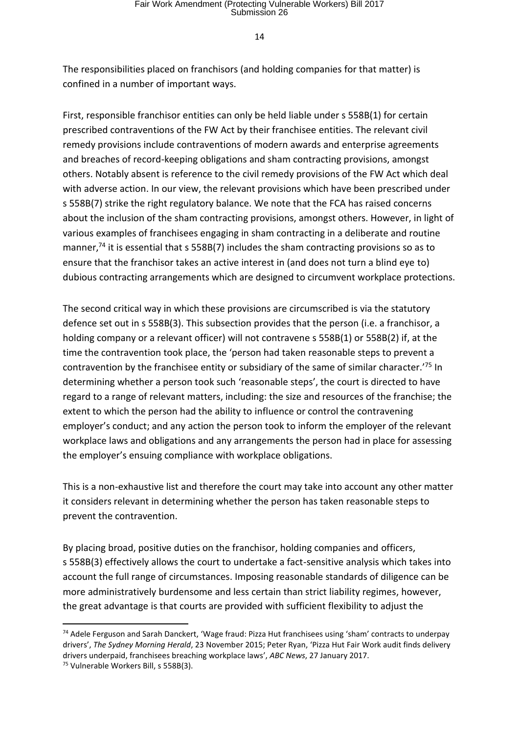The responsibilities placed on franchisors (and holding companies for that matter) is confined in a number of important ways.

First, responsible franchisor entities can only be held liable under s 558B(1) for certain prescribed contraventions of the FW Act by their franchisee entities. The relevant civil remedy provisions include contraventions of modern awards and enterprise agreements and breaches of record-keeping obligations and sham contracting provisions, amongst others. Notably absent is reference to the civil remedy provisions of the FW Act which deal with adverse action. In our view, the relevant provisions which have been prescribed under s 558B(7) strike the right regulatory balance. We note that the FCA has raised concerns about the inclusion of the sham contracting provisions, amongst others. However, in light of various examples of franchisees engaging in sham contracting in a deliberate and routine manner,[74] it is essential that s 558B(7) includes the sham contracting provisions so as to ensure that the franchisor takes an active interest in (and does not turn a blind eye to) dubious contracting arrangements which are designed to circumvent workplace protections.

The second critical way in which these provisions are circumscribed is via the statutory defence set out in s 558B(3). This subsection provides that the person (i.e. a franchisor, a holding company or a relevant officer) will not contravene s 558B(1) or 558B(2) if, at the time the contravention took place, the 'person had taken reasonable steps to prevent a contravention by the franchisee entity or subsidiary of the same of similar character.'[75] In determining whether a person took such 'reasonable steps', the court is directed to have regard to a range of relevant matters, including: the size and resources of the franchise; the extent to which the person had the ability to influence or control the contravening employer's conduct; and any action the person took to inform the employer of the relevant workplace laws and obligations and any arrangements the person had in place for assessing the employer's ensuing compliance with workplace obligations.

This is a non-exhaustive list and therefore the court may take into account any other matter it considers relevant in determining whether the person has taken reasonable steps to prevent the contravention.

By placing broad, positive duties on the franchisor, holding companies and officers, s 558B(3) effectively allows the court to undertake a fact-sensitive analysis which takes into account the full range of circumstances. Imposing reasonable standards of diligence can be more administratively burdensome and less certain than strict liability regimes, however, the great advantage is that courts are provided with sufficient flexibility to adjust the

---

[74] Adele Ferguson and Sarah Danckert, 'Wage fraud: Pizza Hut franchisees using 'sham' contracts to underpay drivers', *The Sydney Morning Herald*, 23 November 2015; Peter Ryan, 'Pizza Hut Fair Work audit finds delivery drivers underpaid, franchisees breaching workplace laws', *ABC News*, 27 January 2017.

[75] Vulnerable Workers Bill, s 558B(3).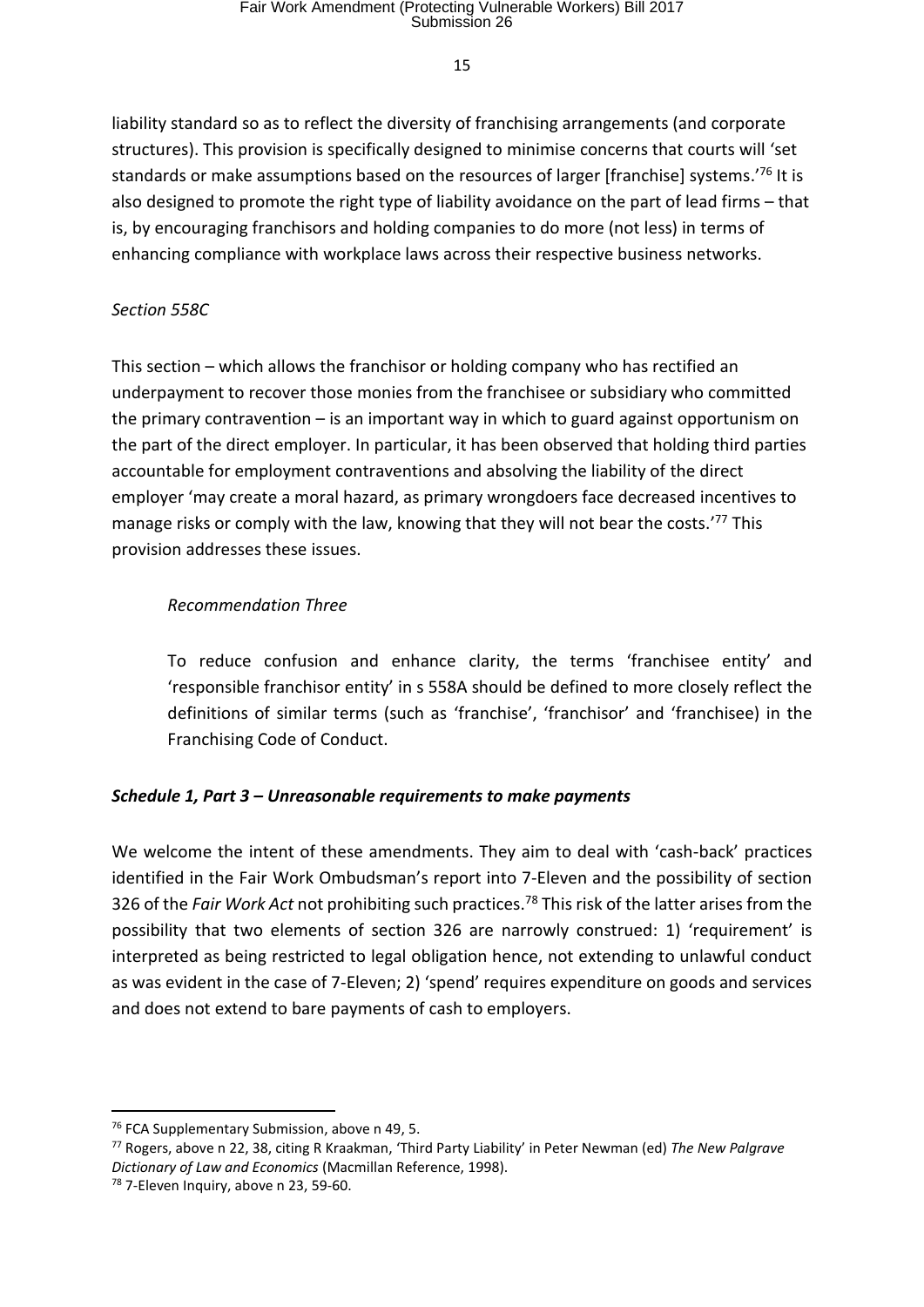liability standard so as to reflect the diversity of franchising arrangements (and corporate structures). This provision is specifically designed to minimise concerns that courts will 'set standards or make assumptions based on the resources of larger [franchise] systems.'[76] It is also designed to promote the right type of liability avoidance on the part of lead firms – that is, by encouraging franchisors and holding companies to do more (not less) in terms of enhancing compliance with workplace laws across their respective business networks.

*Section 558C*

This section – which allows the franchisor or holding company who has rectified an underpayment to recover those monies from the franchisee or subsidiary who committed the primary contravention – is an important way in which to guard against opportunism on the part of the direct employer. In particular, it has been observed that holding third parties accountable for employment contraventions and absolving the liability of the direct employer 'may create a moral hazard, as primary wrongdoers face decreased incentives to manage risks or comply with the law, knowing that they will not bear the costs.'[77] This provision addresses these issues.

> *Recommendation Three*
>
> To reduce confusion and enhance clarity, the terms 'franchisee entity' and 'responsible franchisor entity' in s 558A should be defined to more closely reflect the definitions of similar terms (such as 'franchise', 'franchisor' and 'franchisee) in the Franchising Code of Conduct.

***Schedule 1, Part 3 – Unreasonable requirements to make payments***

We welcome the intent of these amendments. They aim to deal with 'cash-back' practices identified in the Fair Work Ombudsman's report into 7-Eleven and the possibility of section 326 of the *Fair Work Act* not prohibiting such practices.[78] This risk of the latter arises from the possibility that two elements of section 326 are narrowly construed: 1) 'requirement' is interpreted as being restricted to legal obligation hence, not extending to unlawful conduct as was evident in the case of 7-Eleven; 2) 'spend' requires expenditure on goods and services and does not extend to bare payments of cash to employers.

---

[76] FCA Supplementary Submission, above n 49, 5.

[77] Rogers, above n 22, 38, citing R Kraakman, 'Third Party Liability' in Peter Newman (ed) *The New Palgrave Dictionary of Law and Economics* (Macmillan Reference, 1998).

[78] 7-Eleven Inquiry, above n 23, 59-60.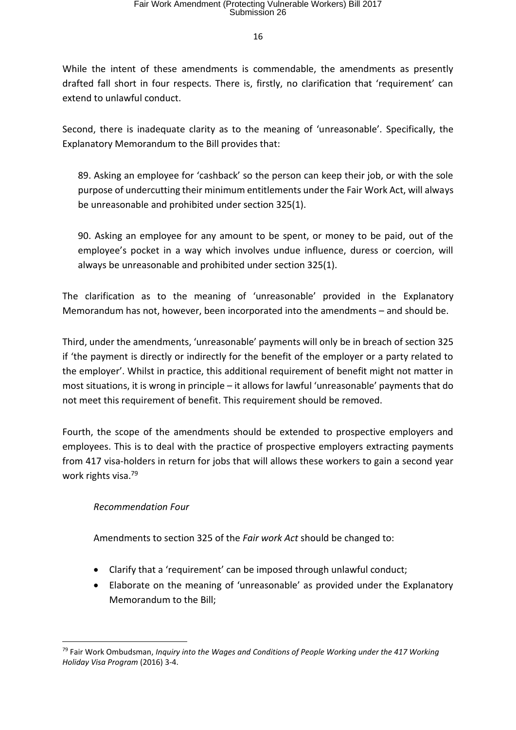While the intent of these amendments is commendable, the amendments as presently drafted fall short in four respects. There is, firstly, no clarification that 'requirement' can extend to unlawful conduct.

Second, there is inadequate clarity as to the meaning of 'unreasonable'. Specifically, the Explanatory Memorandum to the Bill provides that:

> 89. Asking an employee for 'cashback' so the person can keep their job, or with the sole purpose of undercutting their minimum entitlements under the Fair Work Act, will always be unreasonable and prohibited under section 325(1).
>
> 90. Asking an employee for any amount to be spent, or money to be paid, out of the employee's pocket in a way which involves undue influence, duress or coercion, will always be unreasonable and prohibited under section 325(1).

The clarification as to the meaning of 'unreasonable' provided in the Explanatory Memorandum has not, however, been incorporated into the amendments – and should be.

Third, under the amendments, 'unreasonable' payments will only be in breach of section 325 if 'the payment is directly or indirectly for the benefit of the employer or a party related to the employer'. Whilst in practice, this additional requirement of benefit might not matter in most situations, it is wrong in principle – it allows for lawful 'unreasonable' payments that do not meet this requirement of benefit. This requirement should be removed.

Fourth, the scope of the amendments should be extended to prospective employers and employees. This is to deal with the practice of prospective employers extracting payments from 417 visa-holders in return for jobs that will allows these workers to gain a second year work rights visa.[79]

*Recommendation Four*

Amendments to section 325 of the *Fair work Act* should be changed to:

- Clarify that a 'requirement' can be imposed through unlawful conduct;
- Elaborate on the meaning of 'unreasonable' as provided under the Explanatory Memorandum to the Bill;

[79] Fair Work Ombudsman, *Inquiry into the Wages and Conditions of People Working under the 417 Working Holiday Visa Program* (2016) 3-4.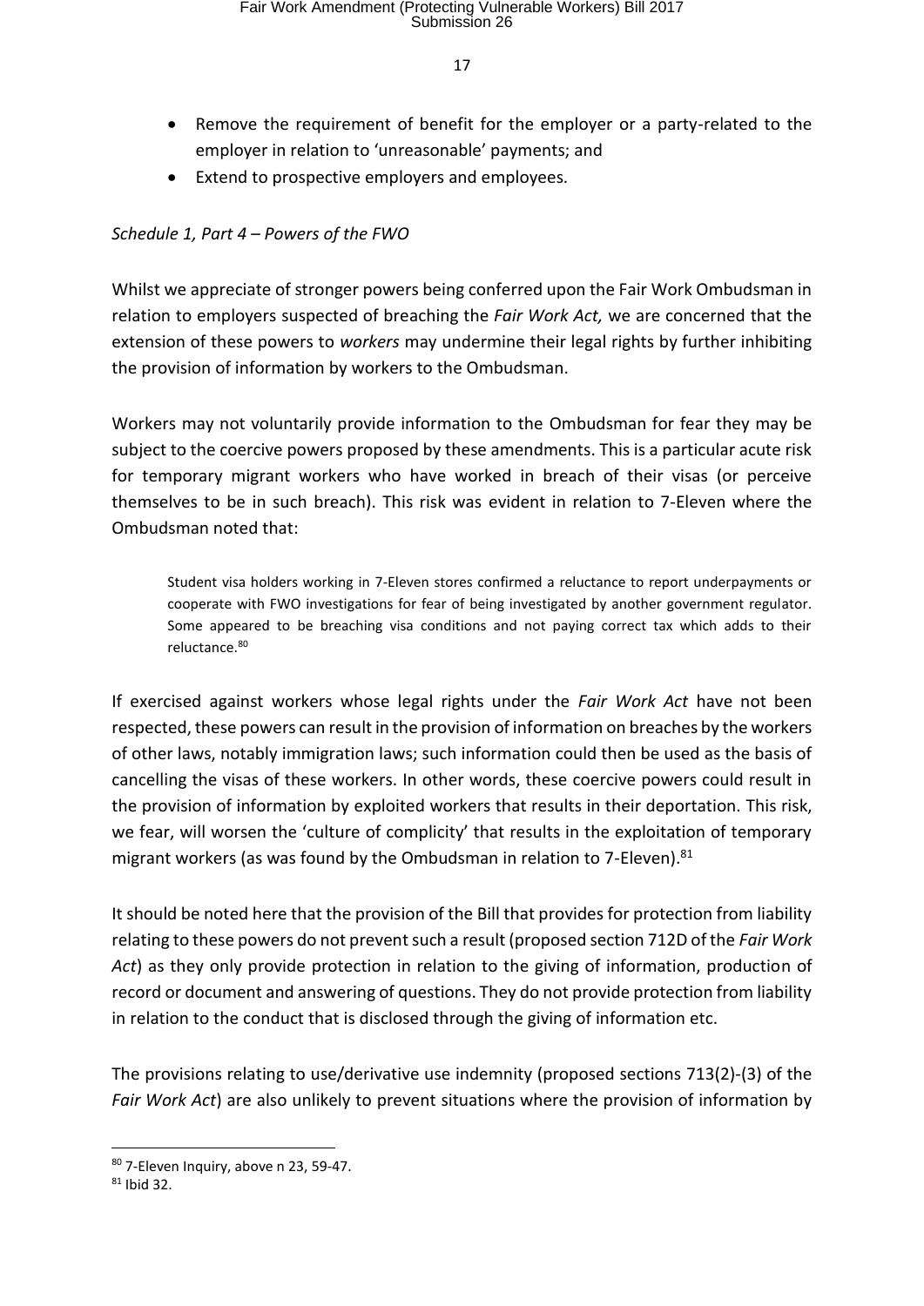- Remove the requirement of benefit for the employer or a party-related to the employer in relation to 'unreasonable' payments; and
- Extend to prospective employers and employees.

*Schedule 1, Part 4 – Powers of the FWO*

Whilst we appreciate of stronger powers being conferred upon the Fair Work Ombudsman in relation to employers suspected of breaching the *Fair Work Act,* we are concerned that the extension of these powers to *workers* may undermine their legal rights by further inhibiting the provision of information by workers to the Ombudsman.

Workers may not voluntarily provide information to the Ombudsman for fear they may be subject to the coercive powers proposed by these amendments. This is a particular acute risk for temporary migrant workers who have worked in breach of their visas (or perceive themselves to be in such breach). This risk was evident in relation to 7-Eleven where the Ombudsman noted that:

> Student visa holders working in 7-Eleven stores confirmed a reluctance to report underpayments or cooperate with FWO investigations for fear of being investigated by another government regulator. Some appeared to be breaching visa conditions and not paying correct tax which adds to their reluctance.[80]

If exercised against workers whose legal rights under the *Fair Work Act* have not been respected, these powers can result in the provision of information on breaches by the workers of other laws, notably immigration laws; such information could then be used as the basis of cancelling the visas of these workers. In other words, these coercive powers could result in the provision of information by exploited workers that results in their deportation. This risk, we fear, will worsen the 'culture of complicity' that results in the exploitation of temporary migrant workers (as was found by the Ombudsman in relation to 7-Eleven).[81]

It should be noted here that the provision of the Bill that provides for protection from liability relating to these powers do not prevent such a result (proposed section 712D of the *Fair Work Act*) as they only provide protection in relation to the giving of information, production of record or document and answering of questions. They do not provide protection from liability in relation to the conduct that is disclosed through the giving of information etc.

The provisions relating to use/derivative use indemnity (proposed sections 713(2)-(3) of the *Fair Work Act*) are also unlikely to prevent situations where the provision of information by

---

[80] 7-Eleven Inquiry, above n 23, 59-47.

[81] Ibid 32.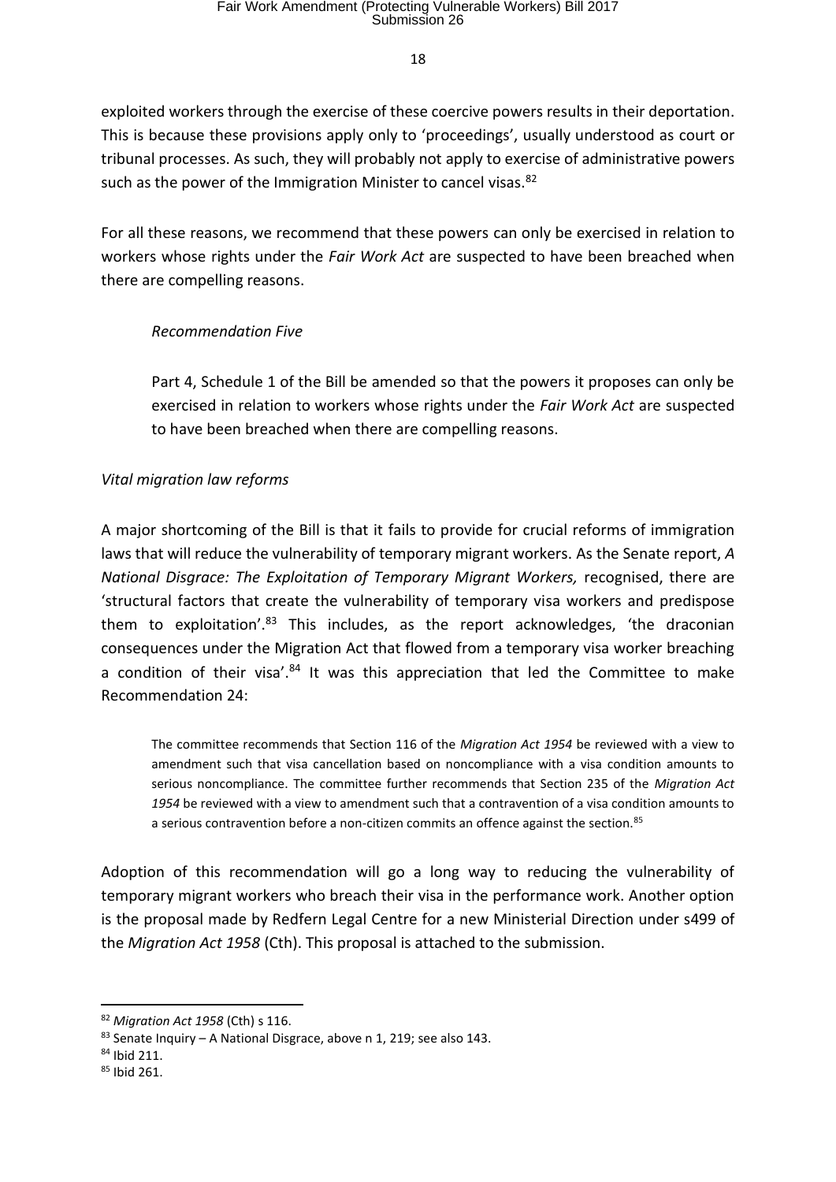exploited workers through the exercise of these coercive powers results in their deportation. This is because these provisions apply only to 'proceedings', usually understood as court or tribunal processes. As such, they will probably not apply to exercise of administrative powers such as the power of the Immigration Minister to cancel visas.[82]

For all these reasons, we recommend that these powers can only be exercised in relation to workers whose rights under the *Fair Work Act* are suspected to have been breached when there are compelling reasons.

> *Recommendation Five*
>
> Part 4, Schedule 1 of the Bill be amended so that the powers it proposes can only be exercised in relation to workers whose rights under the *Fair Work Act* are suspected to have been breached when there are compelling reasons.

*Vital migration law reforms*

A major shortcoming of the Bill is that it fails to provide for crucial reforms of immigration laws that will reduce the vulnerability of temporary migrant workers. As the Senate report, *A National Disgrace: The Exploitation of Temporary Migrant Workers,* recognised, there are 'structural factors that create the vulnerability of temporary visa workers and predispose them to exploitation'.[83] This includes, as the report acknowledges, 'the draconian consequences under the Migration Act that flowed from a temporary visa worker breaching a condition of their visa'.[84] It was this appreciation that led the Committee to make Recommendation 24:

> The committee recommends that Section 116 of the *Migration Act 1954* be reviewed with a view to amendment such that visa cancellation based on noncompliance with a visa condition amounts to serious noncompliance. The committee further recommends that Section 235 of the *Migration Act 1954* be reviewed with a view to amendment such that a contravention of a visa condition amounts to a serious contravention before a non-citizen commits an offence against the section.[85]

Adoption of this recommendation will go a long way to reducing the vulnerability of temporary migrant workers who breach their visa in the performance work. Another option is the proposal made by Redfern Legal Centre for a new Ministerial Direction under s499 of the *Migration Act 1958* (Cth). This proposal is attached to the submission.

---

[82] *Migration Act 1958* (Cth) s 116.

[83] Senate Inquiry – A National Disgrace, above n 1, 219; see also 143.

[84] Ibid 211.

[85] Ibid 261.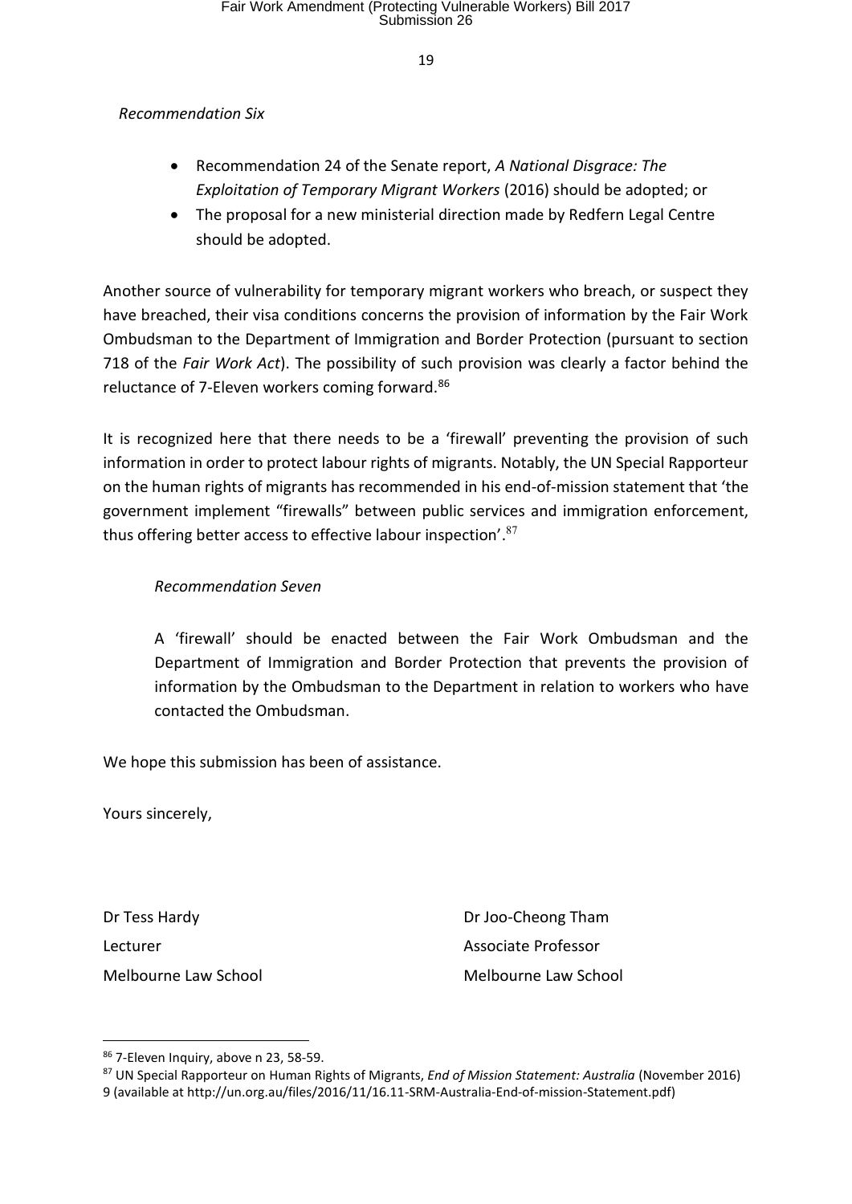*Recommendation Six*

- Recommendation 24 of the Senate report, *A National Disgrace: The Exploitation of Temporary Migrant Workers* (2016) should be adopted; or
- The proposal for a new ministerial direction made by Redfern Legal Centre should be adopted.

Another source of vulnerability for temporary migrant workers who breach, or suspect they have breached, their visa conditions concerns the provision of information by the Fair Work Ombudsman to the Department of Immigration and Border Protection (pursuant to section 718 of the *Fair Work Act*). The possibility of such provision was clearly a factor behind the reluctance of 7-Eleven workers coming forward.[86]

It is recognized here that there needs to be a 'firewall' preventing the provision of such information in order to protect labour rights of migrants. Notably, the UN Special Rapporteur on the human rights of migrants has recommended in his end-of-mission statement that 'the government implement "firewalls" between public services and immigration enforcement, thus offering better access to effective labour inspection'.[87]

*Recommendation Seven*

A 'firewall' should be enacted between the Fair Work Ombudsman and the Department of Immigration and Border Protection that prevents the provision of information by the Ombudsman to the Department in relation to workers who have contacted the Ombudsman.

We hope this submission has been of assistance.

Yours sincerely,

Dr Tess Hardy
Lecturer
Melbourne Law School

Dr Joo-Cheong Tham
Associate Professor
Melbourne Law School

---

[86] 7-Eleven Inquiry, above n 23, 58-59.

[87] UN Special Rapporteur on Human Rights of Migrants, *End of Mission Statement: Australia* (November 2016) 9 (available at http://un.org.au/files/2016/11/16.11-SRM-Australia-End-of-mission-Statement.pdf)